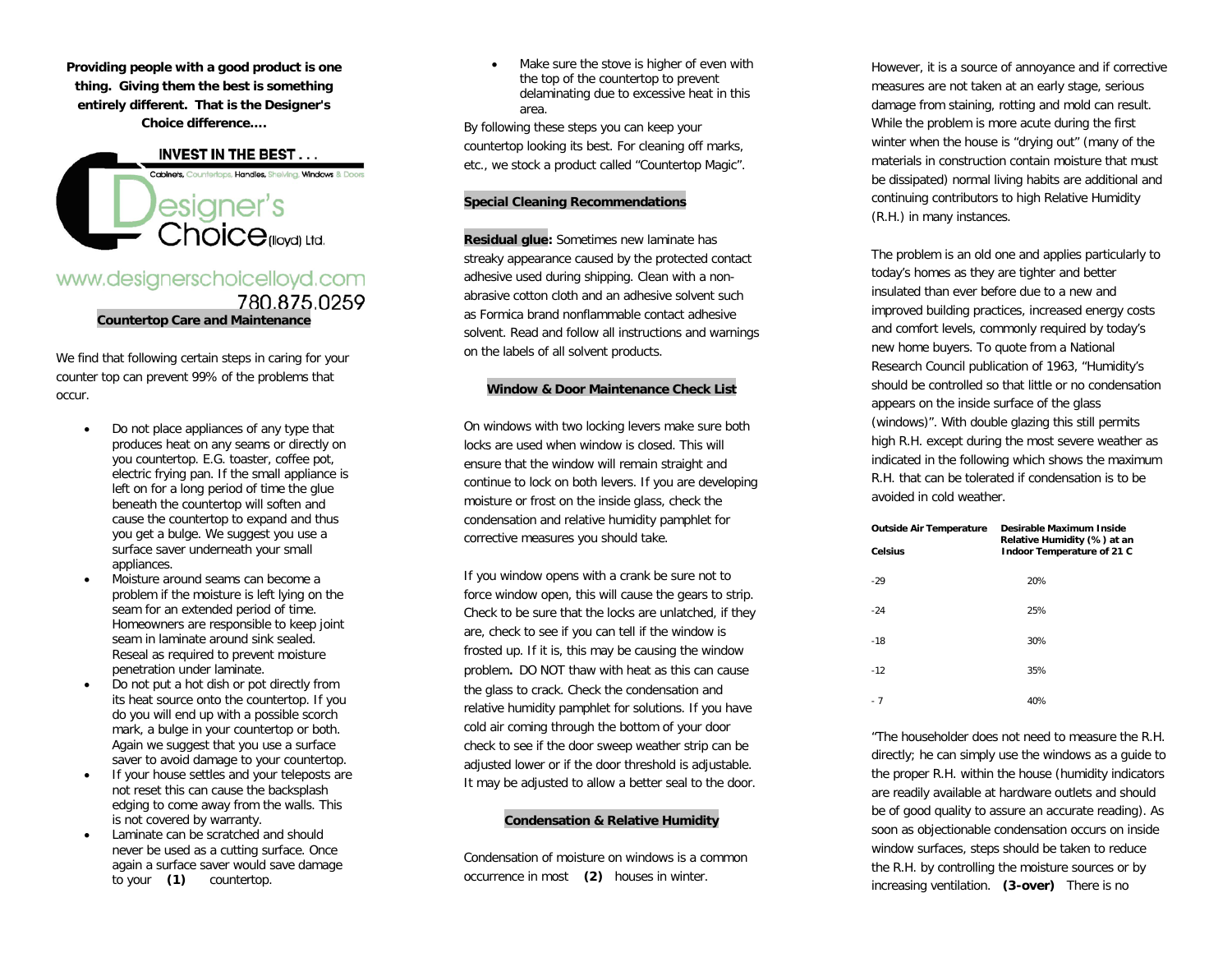**Providing people with a good product is one thing. Giving them the best is something entirely different. That is the Designer's Choice difference….**

INVEST IN THE BEST . . .

Cabinets, Countertops, Handles, Shelving, Windows & Doors

Designer's Choice (lloyd) Ltd.

www.designerschoicelloyd.com

780.875.0259

## Countertop Care and Maintenance

We find that following certain steps in caring for your counter top can prevent 99% of the problems that occur.

- Do not place appliances of any type that produces heat on any seams or directly on you countertop. E.G. toaster, coffee pot, electric frying pan. If the small appliance is left on for a long period of time the glue beneath the countertop will soften and cause the countertop to expand and thus you get a bulge. We suggest you use a surface saver underneath your small appliances.
- Moisture around seams can become a problem if the moisture is left lying on the seam for an extended period of time. Homeowners are responsible to keep joint seam in laminate around sink sealed. Reseal as required to prevent moisture penetration under laminate.
- Do not put a hot dish or pot directly from its heat source onto the countertop. If you do you will end up with a possible scorch mark, a bulge in your countertop or both. Again we suggest that you use a surface saver to avoid damage to your countertop.
- If your house settles and your teleposts are not reset this can cause the backsplash edging to come away from the walls. This is not covered by warranty.
- Laminate can be scratched and should never be used as a cutting surface. Once again a surface saver would save damage to your countertop.
- Make sure the stove is higher of even with the top of the countertop to prevent delaminating due to excessive heat in this area.

By following these steps you can keep your countertop looking its best. For cleaning off marks, etc., we stock a product called "Countertop Magic".

## Special Cleaning Recommendations

**Residual glue:** Sometimes new laminate has streaky appearance caused by the protected contact adhesive used during shipping. Clean with a non-abrasive cotton cloth and an adhesive solvent such as Formica brand nonflammable contact adhesive solvent. Read and follow all instructions and warnings on the labels of all solvent products.

## Window & Door Maintenance Check List

On windows with two locking levers make sure both locks are used when window is closed. This will ensure that the window will remain straight and continue to lock on both levers. If you are developing moisture or frost on the inside glass, check the condensation and relative humidity pamphlet for corrective measures you should take.

If you window opens with a crank be sure not to force window open, this will cause the gears to strip. Check to be sure that the locks are unlatched, if they are, check to see if you can tell if the window is frosted up. If it is, this may be causing the window problem**.** DO NOT thaw with heat as this can cause the glass to crack. Check the condensation and relative humidity pamphlet for solutions. If you have cold air coming through the bottom of your door check to see if the door sweep weather strip can be adjusted lower or if the door threshold is adjustable. It may be adjusted to allow a better seal to the door.

## Condensation & Relative Humidity

Condensation of moisture on windows is a common occurrence in most houses in winter. However, it is a source of annoyance and if corrective measures are not taken at an early stage, serious damage from staining, rotting and mold can result. While the problem is more acute during the first winter when the house is "drying out" (many of the materials in construction contain moisture that must be dissipated) normal living habits are additional and continuing contributors to high Relative Humidity (R.H.) in many instances.

The problem is an old one and applies particularly to today's homes as they are tighter and better insulated than ever before due to a new and improved building practices, increased energy costs and comfort levels, commonly required by today's new home buyers. To quote from a National Research Council publication of 1963, "Humidity's should be controlled so that little or no condensation appears on the inside surface of the glass (windows)". With double glazing this still permits high R.H. except during the most severe weather as indicated in the following which shows the maximum R.H. that can be tolerated if condensation is to be avoided in cold weather.

| Outside Air Temperature Celsius | Desirable Maximum Inside Relative Humidity (%) at an Indoor Temperature of 21 C |
|---|---|
| -29 | 20% |
| -24 | 25% |
| -18 | 30% |
| -12 | 35% |
| - 7 | 40% |

"The householder does not need to measure the R.H. directly; he can simply use the windows as a guide to the proper R.H. within the house (humidity indicators are readily available at hardware outlets and should be of good quality to assure an accurate reading). As soon as objectionable condensation occurs on inside window surfaces, steps should be taken to reduce the R.H. by controlling the moisture sources or by increasing ventilation. **(3-over)** There is no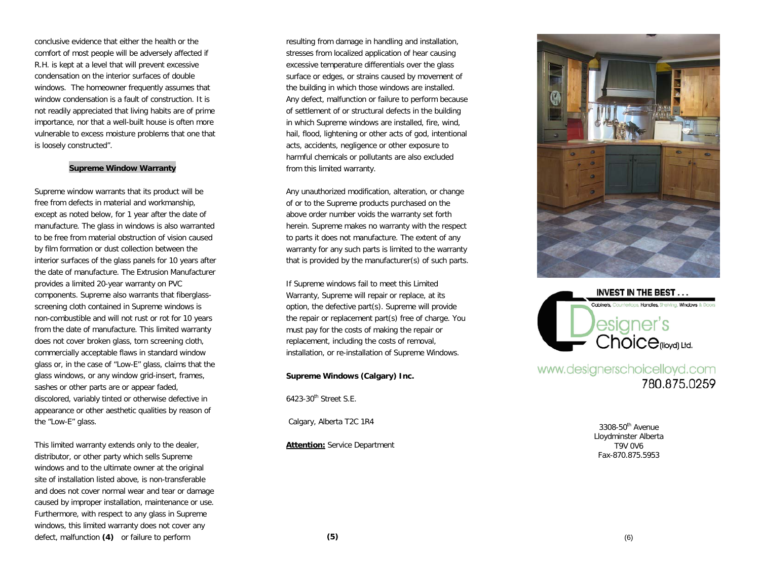conclusive evidence that either the health or the comfort of most people will be adversely affected if R.H. is kept at a level that will prevent excessive condensation on the interior surfaces of double windows. The homeowner frequently assumes that window condensation is a fault of construction. It is not readily appreciated that living habits are of prime importance, nor that a well-built house is often more vulnerable to excess moisture problems that one that is loosely constructed".

**Supreme Window Warranty**

Supreme window warrants that its product will be free from defects in material and workmanship, except as noted below, for 1 year after the date of manufacture. The glass in windows is also warranted to be free from material obstruction of vision caused by film formation or dust collection between the interior surfaces of the glass panels for 10 years after the date of manufacture. The Extrusion Manufacturer provides a limited 20-year warranty on PVC components. Supreme also warrants that fiberglass-screening cloth contained in Supreme windows is non-combustible and will not rust or rot for 10 years from the date of manufacture. This limited warranty does not cover broken glass, torn screening cloth, commercially acceptable flaws in standard window glass or, in the case of "Low-E" glass, claims that the glass windows, or any window grid-insert, frames, sashes or other parts are or appear faded, discolored, variably tinted or otherwise defective in appearance or other aesthetic qualities by reason of the "Low-E" glass.

This limited warranty extends only to the dealer, distributor, or other party which sells Supreme windows and to the ultimate owner at the original site of installation listed above, is non-transferable and does not cover normal wear and tear or damage caused by improper installation, maintenance or use. Furthermore, with respect to any glass in Supreme windows, this limited warranty does not cover any defect, malfunction or failure to perform resulting from damage in handling and installation, stresses from localized application of hear causing excessive temperature differentials over the glass surface or edges, or strains caused by movement of the building in which those windows are installed. Any defect, malfunction or failure to perform because of settlement of or structural defects in the building in which Supreme windows are installed, fire, wind, hail, flood, lightening or other acts of god, intentional acts, accidents, negligence or other exposure to harmful chemicals or pollutants are also excluded from this limited warranty.

Any unauthorized modification, alteration, or change of or to the Supreme products purchased on the above order number voids the warranty set forth herein. Supreme makes no warranty with the respect to parts it does not manufacture. The extent of any warranty for any such parts is limited to the warranty that is provided by the manufacturer(s) of such parts.

If Supreme windows fail to meet this Limited Warranty, Supreme will repair or replace, at its option, the defective part(s). Supreme will provide the repair or replacement part(s) free of charge. You must pay for the costs of making the repair or replacement, including the costs of removal, installation, or re-installation of Supreme Windows.

**Supreme Windows (Calgary) Inc.**

6423-30th Street S.E.

Calgary, Alberta T2C 1R4

**Attention:** Service Department

INVEST IN THE BEST . . .

Cabinets, Countertops, Handles, Shelving, Windows & Doors

Designer's Choice (lloyd) Ltd.

www.designerschoicelloyd.com

780.875.0259

3308-50th Avenue
Lloydminster Alberta
T9V 0V6
Fax-870.875.5953